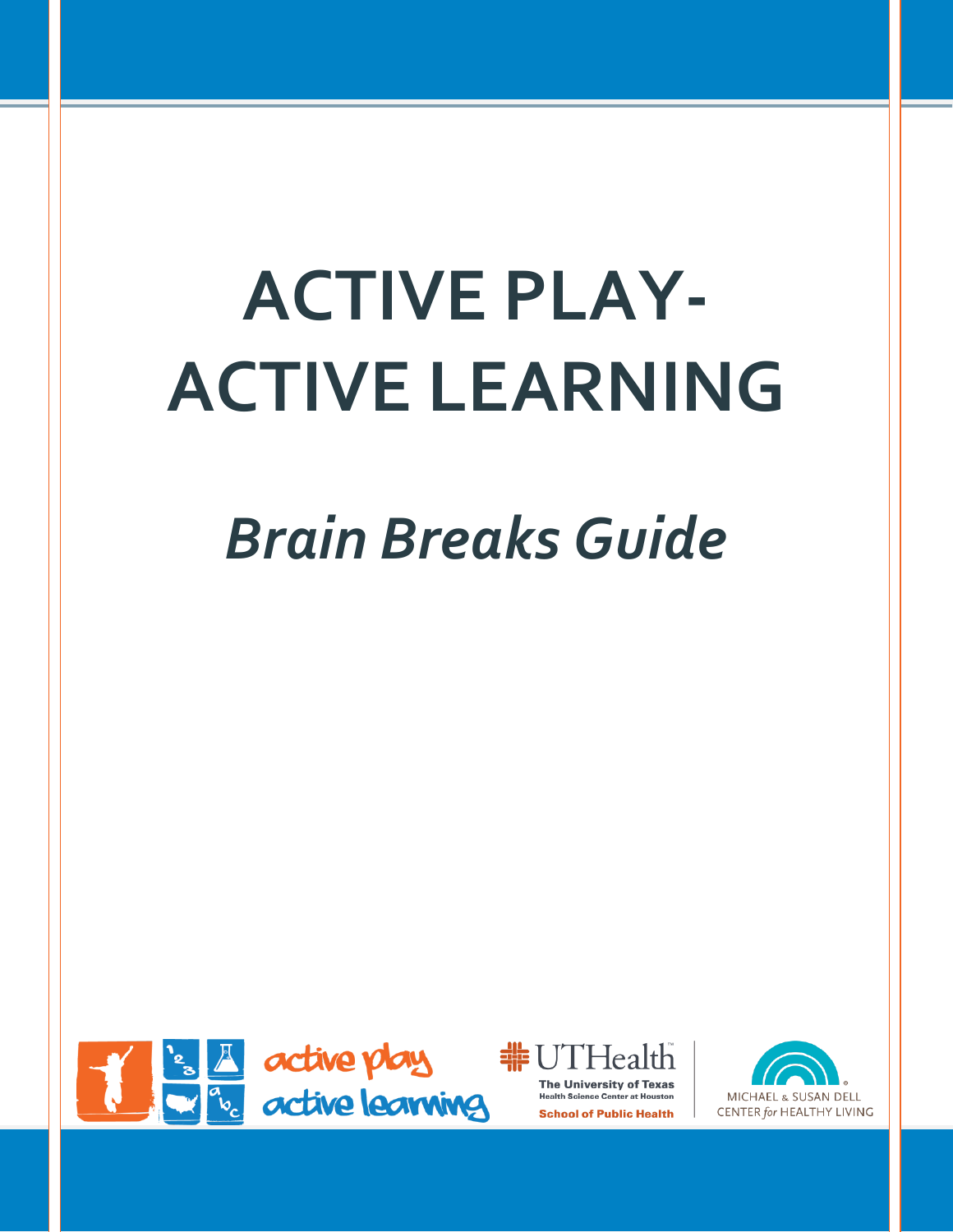# ACTIVE PLAY-
# ACTIVE LEARNING

## *Brain Breaks Guide*

active play active learning

UTHealth The University of Texas Health Science Center at Houston School of Public Health

MICHAEL & SUSAN DELL CENTER *for* HEALTHY LIVING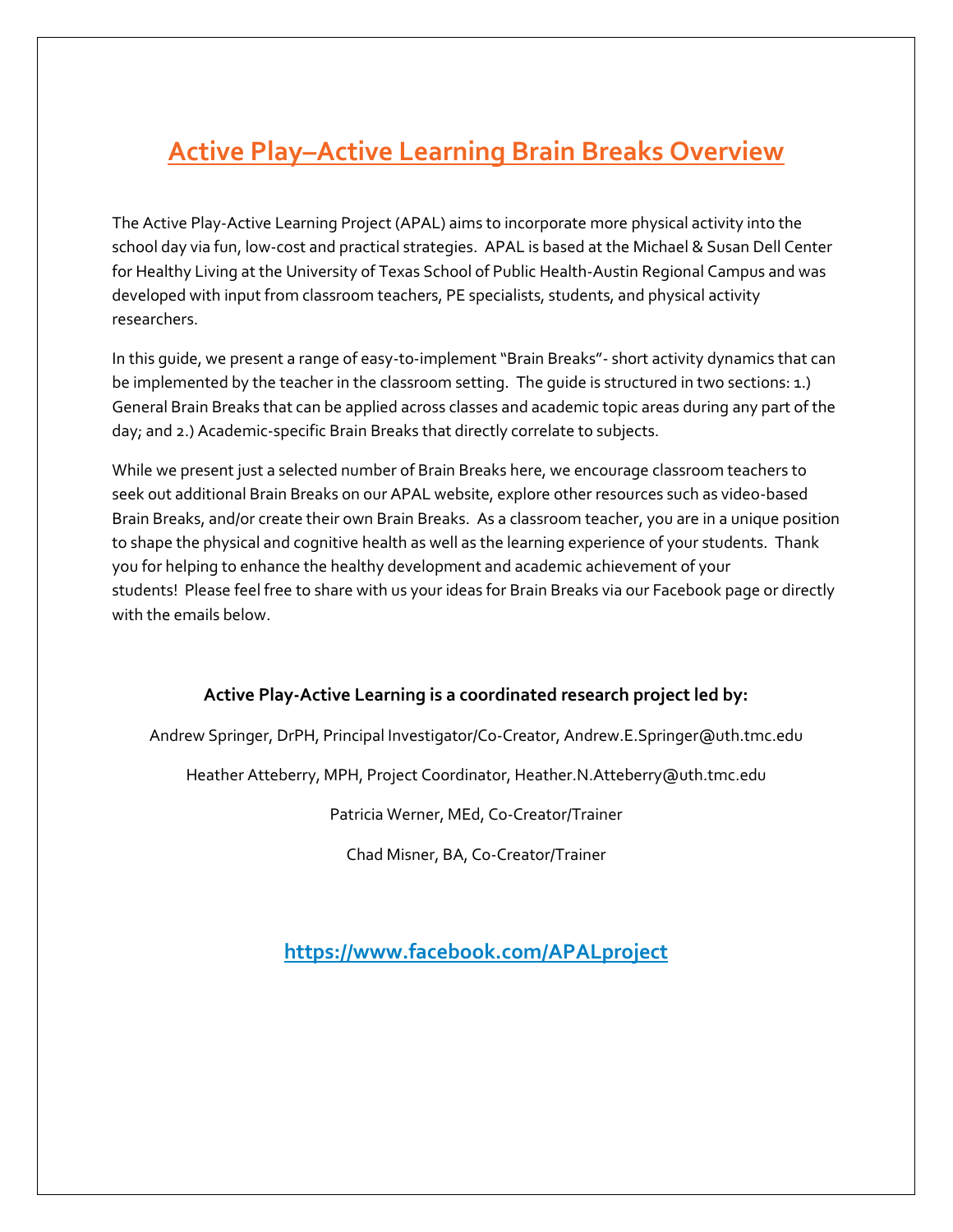# Active Play–Active Learning Brain Breaks Overview

The Active Play-Active Learning Project (APAL) aims to incorporate more physical activity into the school day via fun, low-cost and practical strategies. APAL is based at the Michael & Susan Dell Center for Healthy Living at the University of Texas School of Public Health-Austin Regional Campus and was developed with input from classroom teachers, PE specialists, students, and physical activity researchers.

In this guide, we present a range of easy-to-implement "Brain Breaks"- short activity dynamics that can be implemented by the teacher in the classroom setting. The guide is structured in two sections: 1.) General Brain Breaks that can be applied across classes and academic topic areas during any part of the day; and 2.) Academic-specific Brain Breaks that directly correlate to subjects.

While we present just a selected number of Brain Breaks here, we encourage classroom teachers to seek out additional Brain Breaks on our APAL website, explore other resources such as video-based Brain Breaks, and/or create their own Brain Breaks. As a classroom teacher, you are in a unique position to shape the physical and cognitive health as well as the learning experience of your students. Thank you for helping to enhance the healthy development and academic achievement of your students! Please feel free to share with us your ideas for Brain Breaks via our Facebook page or directly with the emails below.

**Active Play-Active Learning is a coordinated research project led by:**

Andrew Springer, DrPH, Principal Investigator/Co-Creator, Andrew.E.Springer@uth.tmc.edu

Heather Atteberry, MPH, Project Coordinator, Heather.N.Atteberry@uth.tmc.edu

Patricia Werner, MEd, Co-Creator/Trainer

Chad Misner, BA, Co-Creator/Trainer

**https://www.facebook.com/APALproject**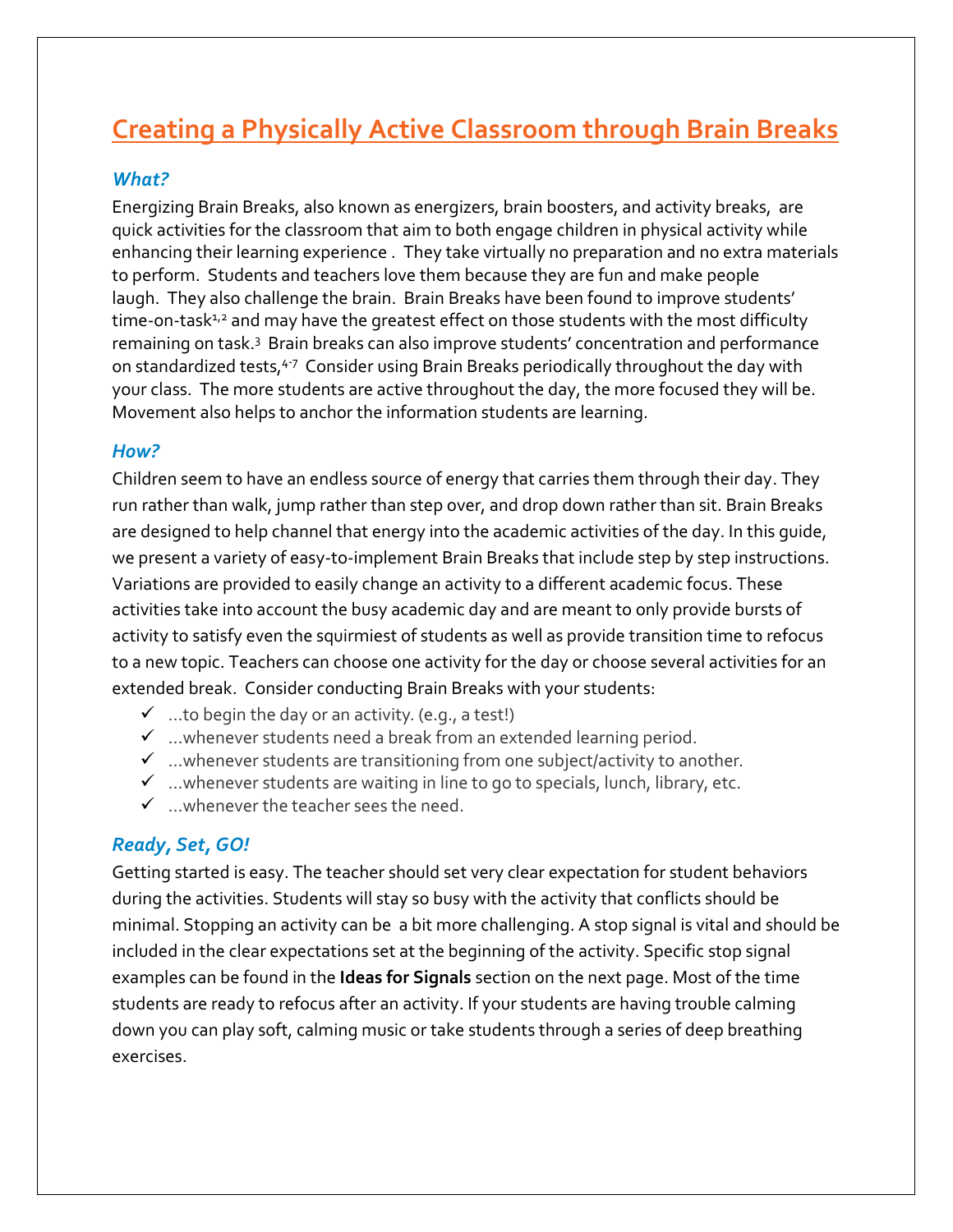# Creating a Physically Active Classroom through Brain Breaks

### *What?*

Energizing Brain Breaks, also known as energizers, brain boosters, and activity breaks, are quick activities for the classroom that aim to both engage children in physical activity while enhancing their learning experience . They take virtually no preparation and no extra materials to perform. Students and teachers love them because they are fun and make people laugh. They also challenge the brain. Brain Breaks have been found to improve students' time-on-task[1,2] and may have the greatest effect on those students with the most difficulty remaining on task.[3] Brain breaks can also improve students' concentration and performance on standardized tests,[4-7] Consider using Brain Breaks periodically throughout the day with your class. The more students are active throughout the day, the more focused they will be. Movement also helps to anchor the information students are learning.

### *How?*

Children seem to have an endless source of energy that carries them through their day. They run rather than walk, jump rather than step over, and drop down rather than sit. Brain Breaks are designed to help channel that energy into the academic activities of the day. In this guide, we present a variety of easy-to-implement Brain Breaks that include step by step instructions. Variations are provided to easily change an activity to a different academic focus. These activities take into account the busy academic day and are meant to only provide bursts of activity to satisfy even the squirmiest of students as well as provide transition time to refocus to a new topic. Teachers can choose one activity for the day or choose several activities for an extended break. Consider conducting Brain Breaks with your students:

- ✓ …to begin the day or an activity. (e.g., a test!)
- ✓ …whenever students need a break from an extended learning period.
- ✓ …whenever students are transitioning from one subject/activity to another.
- ✓ …whenever students are waiting in line to go to specials, lunch, library, etc.
- ✓ …whenever the teacher sees the need.

### *Ready, Set, GO!*

Getting started is easy. The teacher should set very clear expectation for student behaviors during the activities. Students will stay so busy with the activity that conflicts should be minimal. Stopping an activity can be a bit more challenging. A stop signal is vital and should be included in the clear expectations set at the beginning of the activity. Specific stop signal examples can be found in the **Ideas for Signals** section on the next page. Most of the time students are ready to refocus after an activity. If your students are having trouble calming down you can play soft, calming music or take students through a series of deep breathing exercises.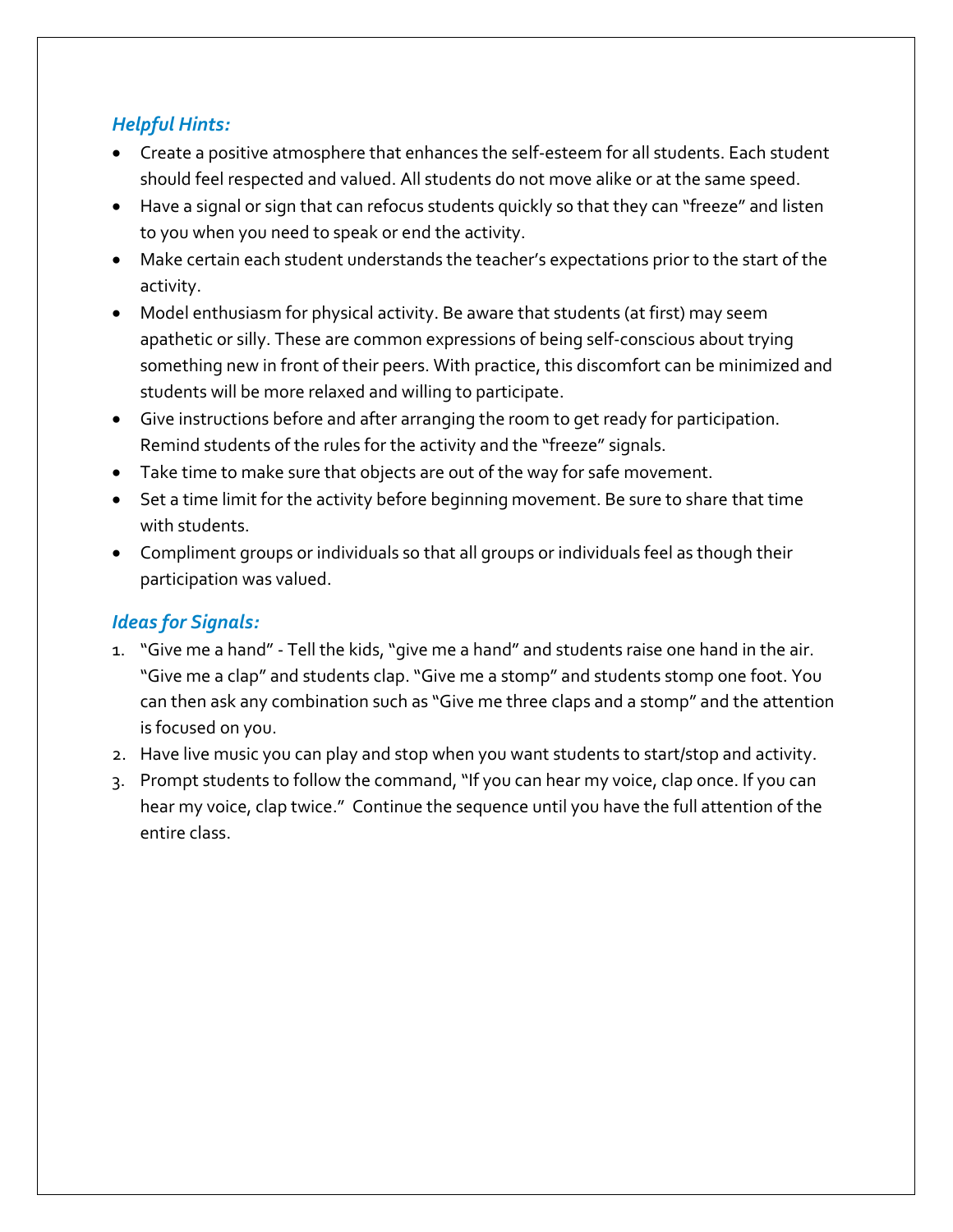### *Helpful Hints:*

- Create a positive atmosphere that enhances the self-esteem for all students. Each student should feel respected and valued. All students do not move alike or at the same speed.
- Have a signal or sign that can refocus students quickly so that they can "freeze" and listen to you when you need to speak or end the activity.
- Make certain each student understands the teacher's expectations prior to the start of the activity.
- Model enthusiasm for physical activity. Be aware that students (at first) may seem apathetic or silly. These are common expressions of being self-conscious about trying something new in front of their peers. With practice, this discomfort can be minimized and students will be more relaxed and willing to participate.
- Give instructions before and after arranging the room to get ready for participation. Remind students of the rules for the activity and the "freeze" signals.
- Take time to make sure that objects are out of the way for safe movement.
- Set a time limit for the activity before beginning movement. Be sure to share that time with students.
- Compliment groups or individuals so that all groups or individuals feel as though their participation was valued.

### *Ideas for Signals:*

1. "Give me a hand" - Tell the kids, "give me a hand" and students raise one hand in the air. "Give me a clap" and students clap. "Give me a stomp" and students stomp one foot. You can then ask any combination such as "Give me three claps and a stomp" and the attention is focused on you.
2. Have live music you can play and stop when you want students to start/stop and activity.
3. Prompt students to follow the command, "If you can hear my voice, clap once. If you can hear my voice, clap twice." Continue the sequence until you have the full attention of the entire class.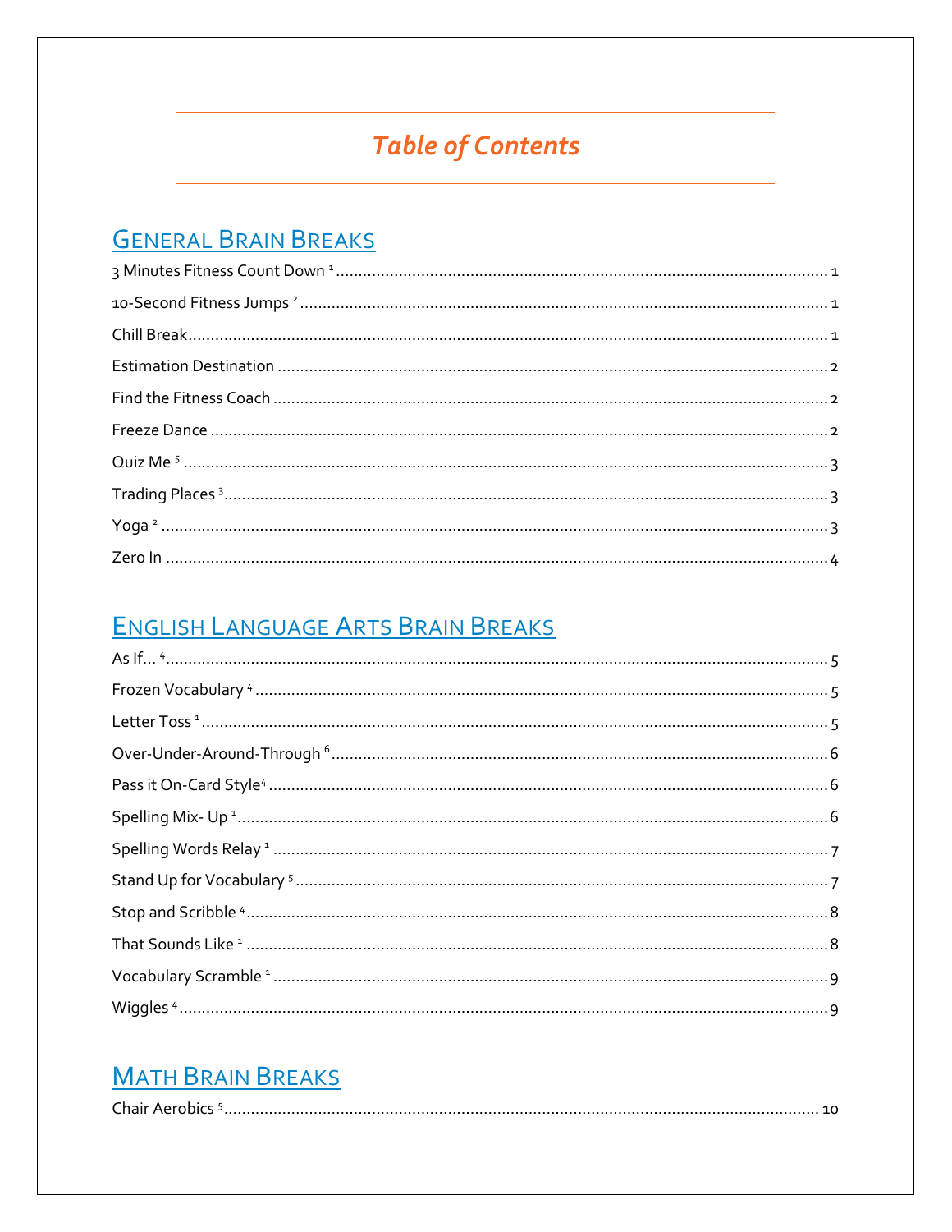# *Table of Contents*

## GENERAL BRAIN BREAKS

3 Minutes Fitness Count Down [1] .................... 1

10-Second Fitness Jumps [2] .................... 1

Chill Break .................... 1

Estimation Destination .................... 2

Find the Fitness Coach .................... 2

Freeze Dance .................... 2

Quiz Me [5] .................... 3

Trading Places [3] .................... 3

Yoga [2] .................... 3

Zero In .................... 4

## ENGLISH LANGUAGE ARTS BRAIN BREAKS

As If… [4] .................... 5

Frozen Vocabulary [4] .................... 5

Letter Toss [1] .................... 5

Over-Under-Around-Through [6] .................... 6

Pass it On-Card Style[4] .................... 6

Spelling Mix- Up [1] .................... 6

Spelling Words Relay [1] .................... 7

Stand Up for Vocabulary [5] .................... 7

Stop and Scribble [4] .................... 8

That Sounds Like [1] .................... 8

Vocabulary Scramble [1] .................... 9

Wiggles [4] .................... 9

## MATH BRAIN BREAKS

Chair Aerobics [5] .................... 10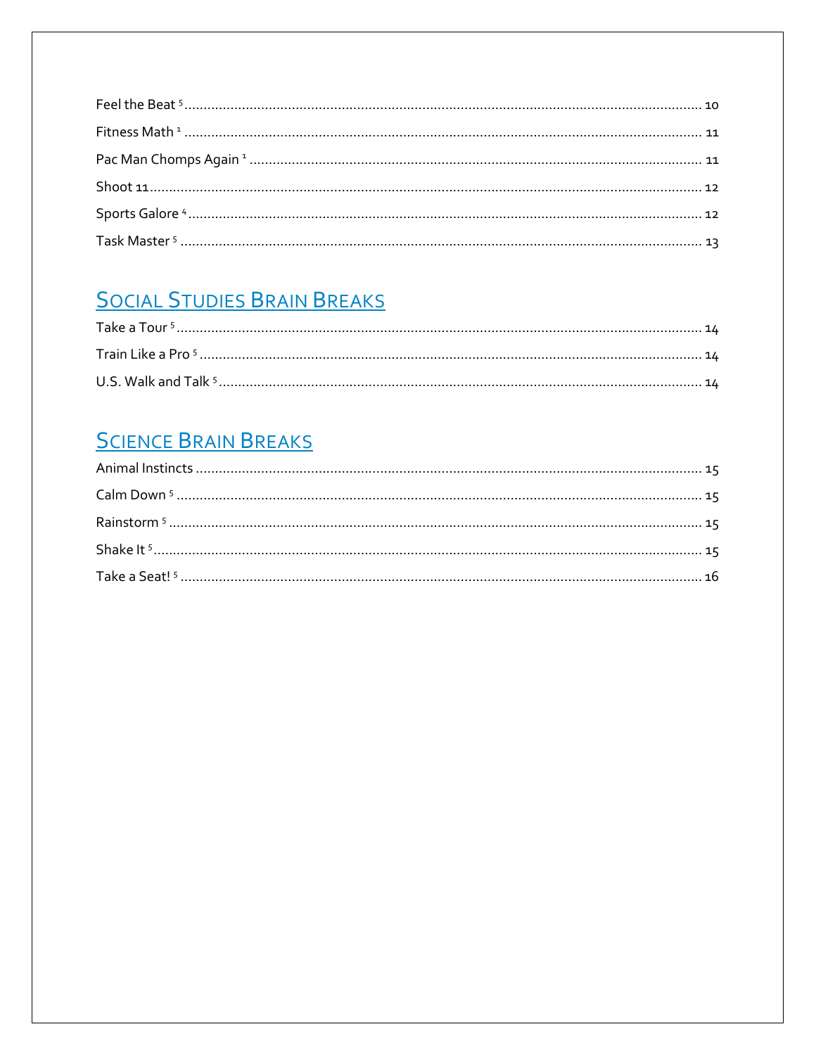Feel the Beat [5] ........ 10

Fitness Math [1] ........ 11

Pac Man Chomps Again [1] ........ 11

Shoot 11 ........ 12

Sports Galore [4] ........ 12

Task Master [5] ........ 13

## Social Studies Brain Breaks

Take a Tour [5] ........ 14

Train Like a Pro [5] ........ 14

U.S. Walk and Talk [5] ........ 14

## Science Brain Breaks

Animal Instincts ........ 15

Calm Down [5] ........ 15

Rainstorm [5] ........ 15

Shake It [5] ........ 15

Take a Seat! [5] ........ 16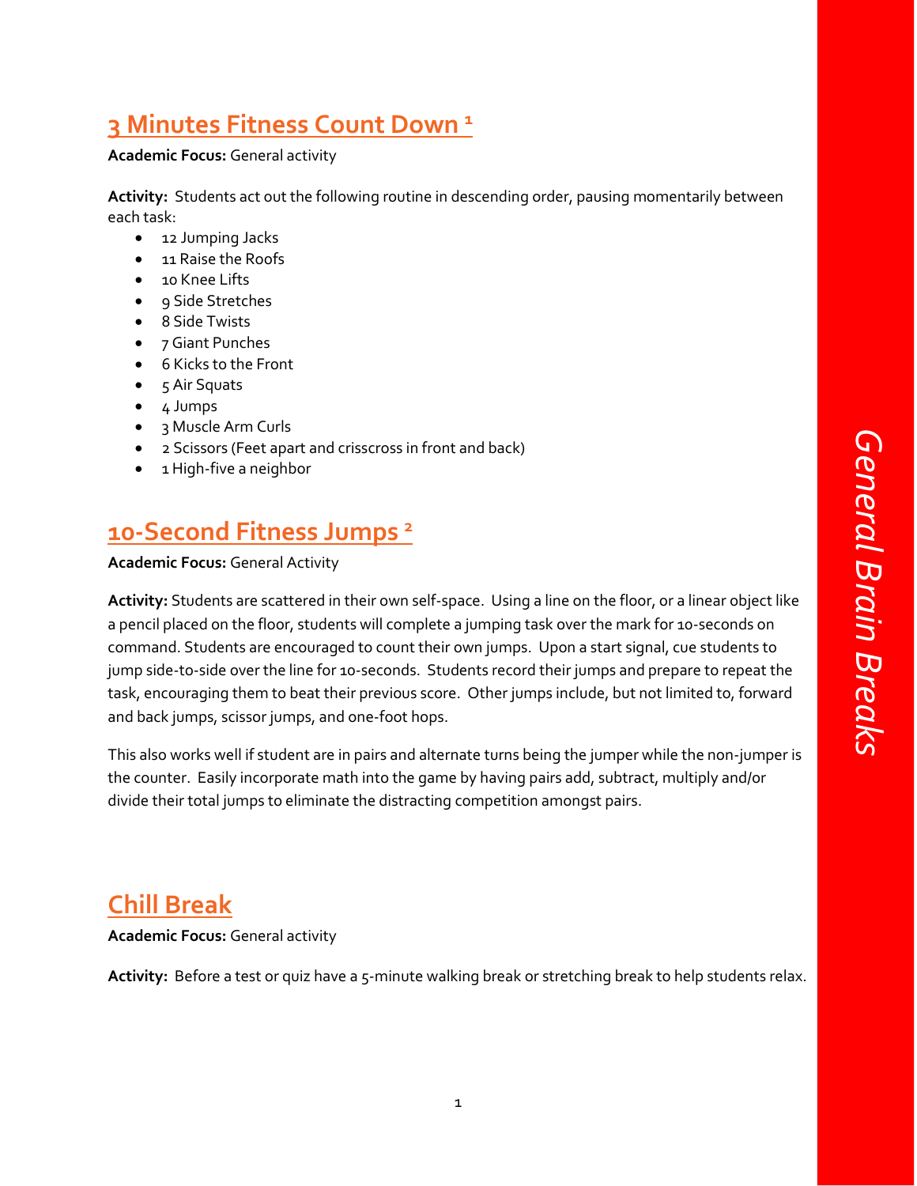## 3 Minutes Fitness Count Down [1]

**Academic Focus:** General activity

**Activity:** Students act out the following routine in descending order, pausing momentarily between each task:

- 12 Jumping Jacks
- 11 Raise the Roofs
- 10 Knee Lifts
- 9 Side Stretches
- 8 Side Twists
- 7 Giant Punches
- 6 Kicks to the Front
- 5 Air Squats
- 4 Jumps
- 3 Muscle Arm Curls
- 2 Scissors (Feet apart and crisscross in front and back)
- 1 High-five a neighbor

## 10-Second Fitness Jumps [2]

**Academic Focus:** General Activity

**Activity:** Students are scattered in their own self-space. Using a line on the floor, or a linear object like a pencil placed on the floor, students will complete a jumping task over the mark for 10-seconds on command. Students are encouraged to count their own jumps. Upon a start signal, cue students to jump side-to-side over the line for 10-seconds. Students record their jumps and prepare to repeat the task, encouraging them to beat their previous score. Other jumps include, but not limited to, forward and back jumps, scissor jumps, and one-foot hops.

This also works well if student are in pairs and alternate turns being the jumper while the non-jumper is the counter. Easily incorporate math into the game by having pairs add, subtract, multiply and/or divide their total jumps to eliminate the distracting competition amongst pairs.

## Chill Break

**Academic Focus:** General activity

**Activity:** Before a test or quiz have a 5-minute walking break or stretching break to help students relax.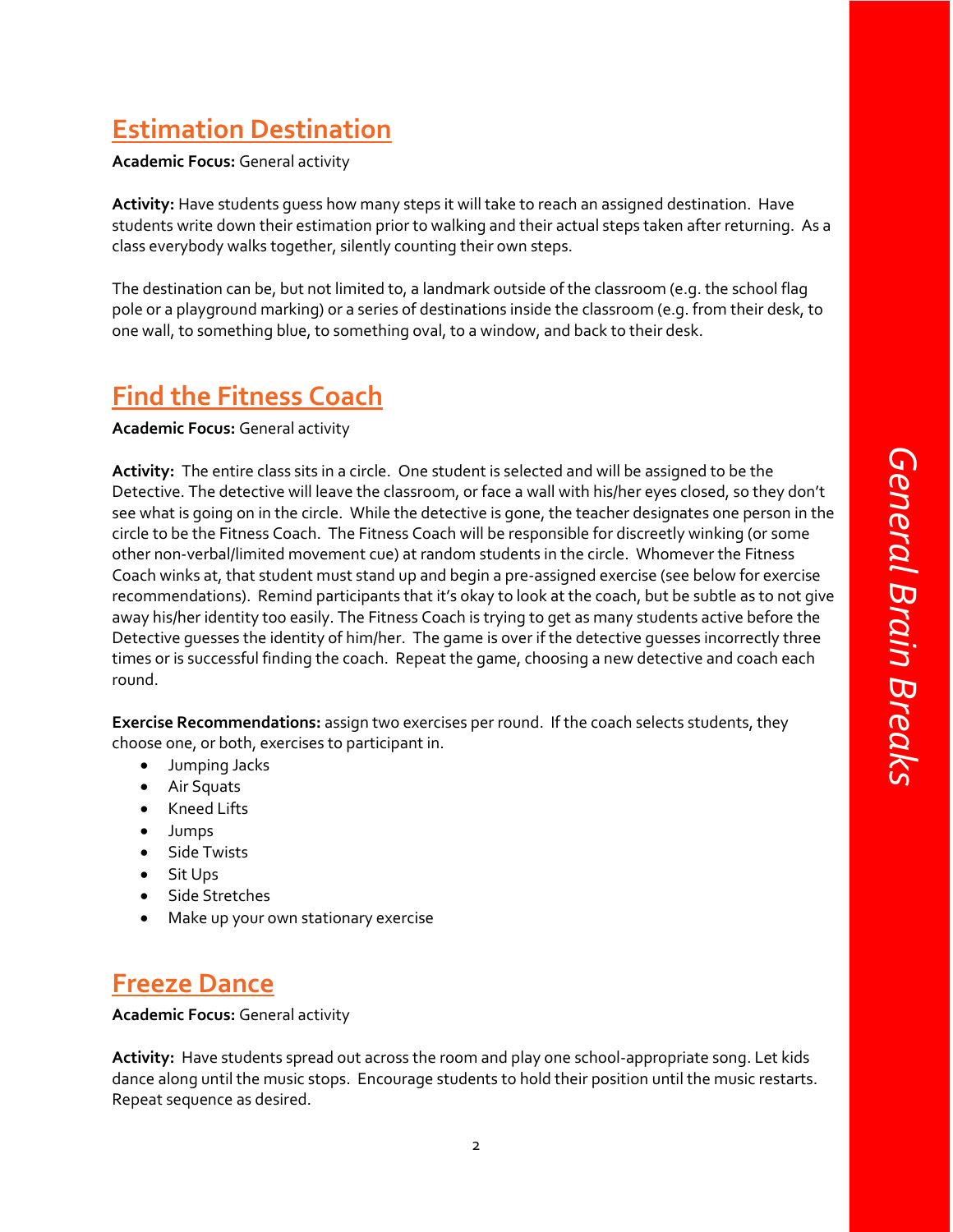## Estimation Destination

**Academic Focus:** General activity

**Activity:** Have students guess how many steps it will take to reach an assigned destination. Have students write down their estimation prior to walking and their actual steps taken after returning. As a class everybody walks together, silently counting their own steps.

The destination can be, but not limited to, a landmark outside of the classroom (e.g. the school flag pole or a playground marking) or a series of destinations inside the classroom (e.g. from their desk, to one wall, to something blue, to something oval, to a window, and back to their desk.

## Find the Fitness Coach

**Academic Focus:** General activity

**Activity:** The entire class sits in a circle. One student is selected and will be assigned to be the Detective. The detective will leave the classroom, or face a wall with his/her eyes closed, so they don't see what is going on in the circle. While the detective is gone, the teacher designates one person in the circle to be the Fitness Coach. The Fitness Coach will be responsible for discreetly winking (or some other non-verbal/limited movement cue) at random students in the circle. Whomever the Fitness Coach winks at, that student must stand up and begin a pre-assigned exercise (see below for exercise recommendations). Remind participants that it's okay to look at the coach, but be subtle as to not give away his/her identity too easily. The Fitness Coach is trying to get as many students active before the Detective guesses the identity of him/her. The game is over if the detective guesses incorrectly three times or is successful finding the coach. Repeat the game, choosing a new detective and coach each round.

**Exercise Recommendations:** assign two exercises per round. If the coach selects students, they choose one, or both, exercises to participant in.

- Jumping Jacks
- Air Squats
- Kneed Lifts
- Jumps
- Side Twists
- Sit Ups
- Side Stretches
- Make up your own stationary exercise

## Freeze Dance

**Academic Focus:** General activity

**Activity:** Have students spread out across the room and play one school-appropriate song. Let kids dance along until the music stops. Encourage students to hold their position until the music restarts. Repeat sequence as desired.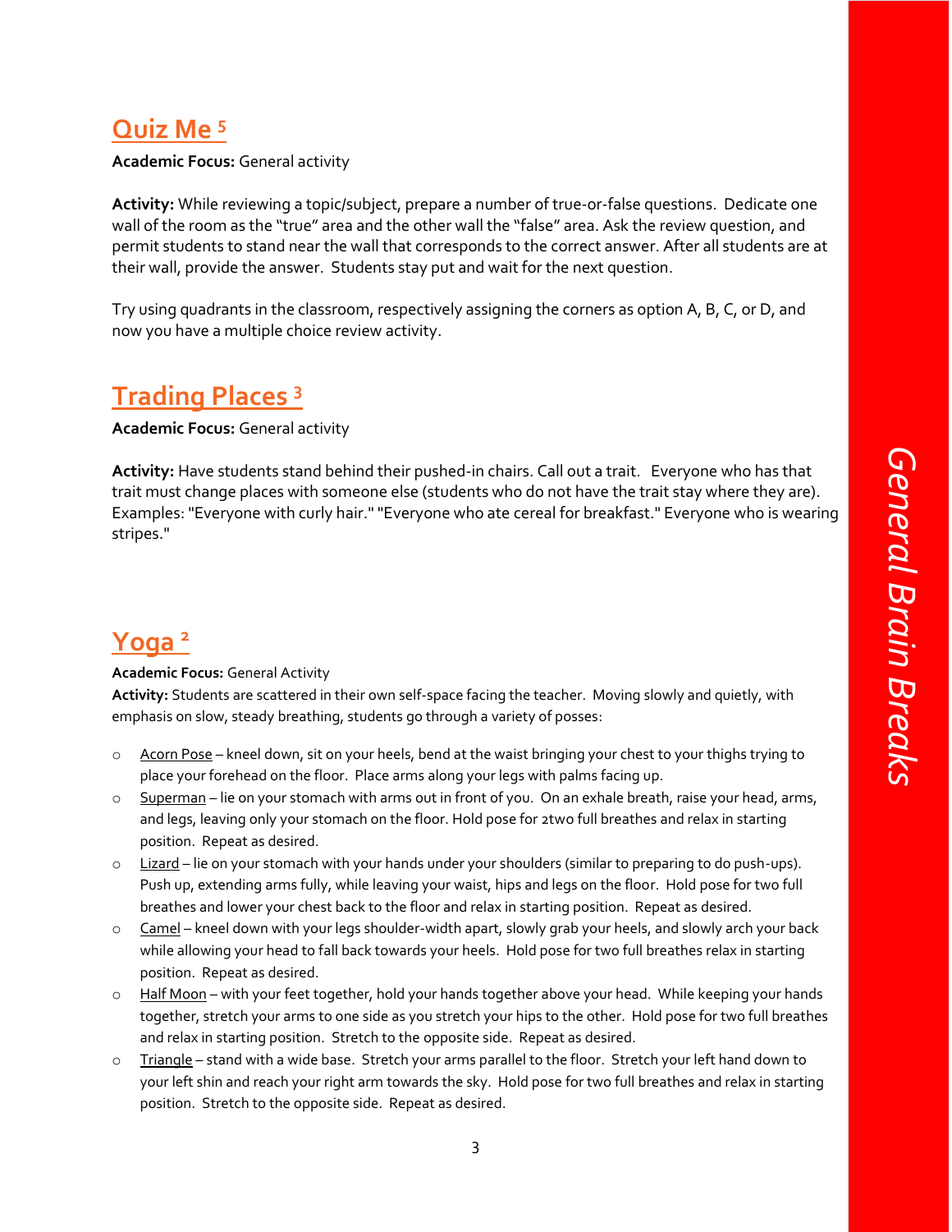## Quiz Me [5]

**Academic Focus:** General activity

**Activity:** While reviewing a topic/subject, prepare a number of true-or-false questions. Dedicate one wall of the room as the "true" area and the other wall the "false" area. Ask the review question, and permit students to stand near the wall that corresponds to the correct answer. After all students are at their wall, provide the answer. Students stay put and wait for the next question.

Try using quadrants in the classroom, respectively assigning the corners as option A, B, C, or D, and now you have a multiple choice review activity.

## Trading Places [3]

**Academic Focus:** General activity

**Activity:** Have students stand behind their pushed-in chairs. Call out a trait. Everyone who has that trait must change places with someone else (students who do not have the trait stay where they are). Examples: "Everyone with curly hair." "Everyone who ate cereal for breakfast." Everyone who is wearing stripes."

## Yoga [2]

**Academic Focus:** General Activity

**Activity:** Students are scattered in their own self-space facing the teacher. Moving slowly and quietly, with emphasis on slow, steady breathing, students go through a variety of posses:

- Acorn Pose – kneel down, sit on your heels, bend at the waist bringing your chest to your thighs trying to place your forehead on the floor. Place arms along your legs with palms facing up.
- Superman – lie on your stomach with arms out in front of you. On an exhale breath, raise your head, arms, and legs, leaving only your stomach on the floor. Hold pose for 2two full breathes and relax in starting position. Repeat as desired.
- Lizard – lie on your stomach with your hands under your shoulders (similar to preparing to do push-ups). Push up, extending arms fully, while leaving your waist, hips and legs on the floor. Hold pose for two full breathes and lower your chest back to the floor and relax in starting position. Repeat as desired.
- Camel – kneel down with your legs shoulder-width apart, slowly grab your heels, and slowly arch your back while allowing your head to fall back towards your heels. Hold pose for two full breathes relax in starting position. Repeat as desired.
- Half Moon – with your feet together, hold your hands together above your head. While keeping your hands together, stretch your arms to one side as you stretch your hips to the other. Hold pose for two full breathes and relax in starting position. Stretch to the opposite side. Repeat as desired.
- Triangle – stand with a wide base. Stretch your arms parallel to the floor. Stretch your left hand down to your left shin and reach your right arm towards the sky. Hold pose for two full breathes and relax in starting position. Stretch to the opposite side. Repeat as desired.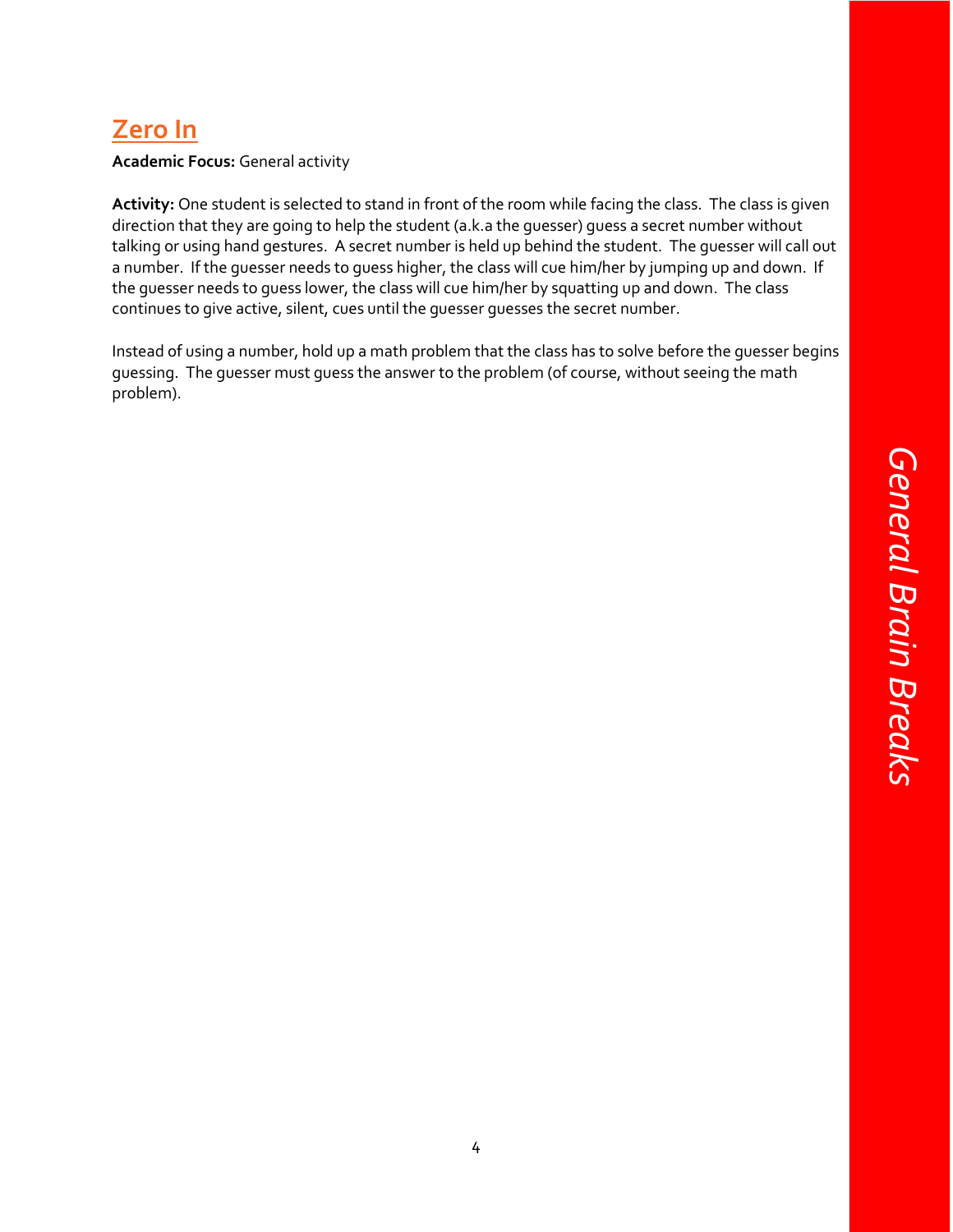## Zero In

**Academic Focus:** General activity

**Activity:** One student is selected to stand in front of the room while facing the class. The class is given direction that they are going to help the student (a.k.a the guesser) guess a secret number without talking or using hand gestures. A secret number is held up behind the student. The guesser will call out a number. If the guesser needs to guess higher, the class will cue him/her by jumping up and down. If the guesser needs to guess lower, the class will cue him/her by squatting up and down. The class continues to give active, silent, cues until the guesser guesses the secret number.

Instead of using a number, hold up a math problem that the class has to solve before the guesser begins guessing. The guesser must guess the answer to the problem (of course, without seeing the math problem).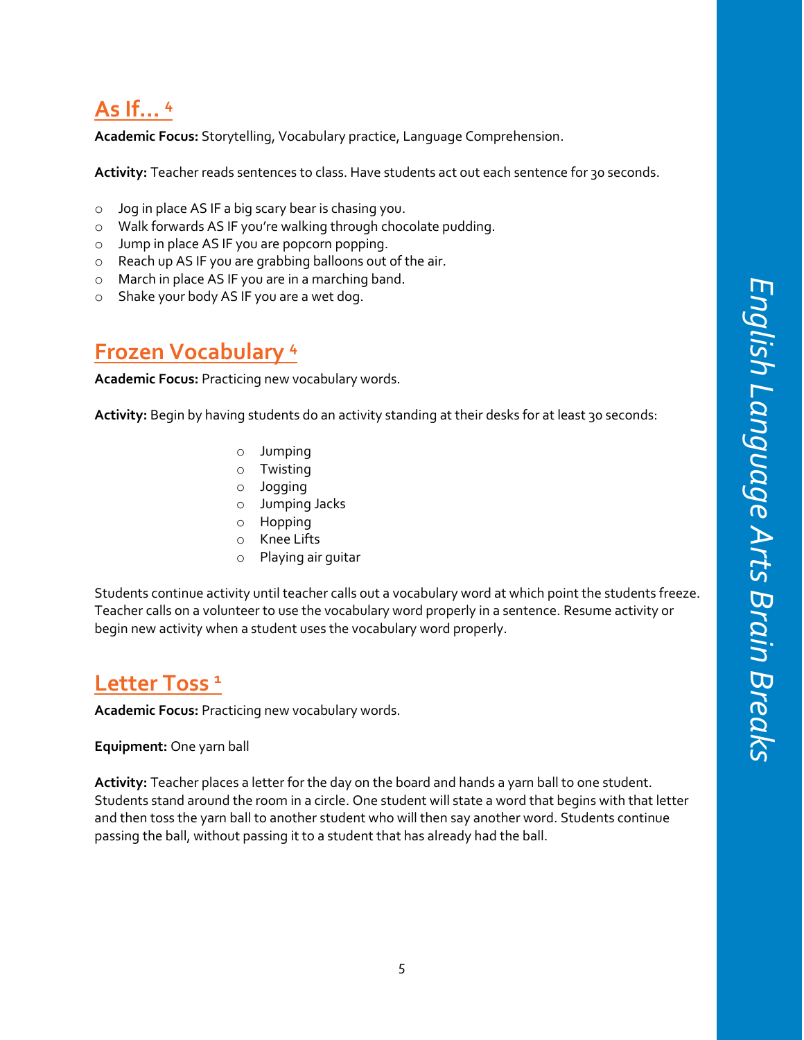## As If... [4]

**Academic Focus:** Storytelling, Vocabulary practice, Language Comprehension.

**Activity:** Teacher reads sentences to class. Have students act out each sentence for 30 seconds.

- Jog in place AS IF a big scary bear is chasing you.
- Walk forwards AS IF you're walking through chocolate pudding.
- Jump in place AS IF you are popcorn popping.
- Reach up AS IF you are grabbing balloons out of the air.
- March in place AS IF you are in a marching band.
- Shake your body AS IF you are a wet dog.

## Frozen Vocabulary [4]

**Academic Focus:** Practicing new vocabulary words.

**Activity:** Begin by having students do an activity standing at their desks for at least 30 seconds:

- Jumping
- Twisting
- Jogging
- Jumping Jacks
- Hopping
- Knee Lifts
- Playing air guitar

Students continue activity until teacher calls out a vocabulary word at which point the students freeze. Teacher calls on a volunteer to use the vocabulary word properly in a sentence. Resume activity or begin new activity when a student uses the vocabulary word properly.

## Letter Toss [1]

**Academic Focus:** Practicing new vocabulary words.

**Equipment:** One yarn ball

**Activity:** Teacher places a letter for the day on the board and hands a yarn ball to one student. Students stand around the room in a circle. One student will state a word that begins with that letter and then toss the yarn ball to another student who will then say another word. Students continue passing the ball, without passing it to a student that has already had the ball.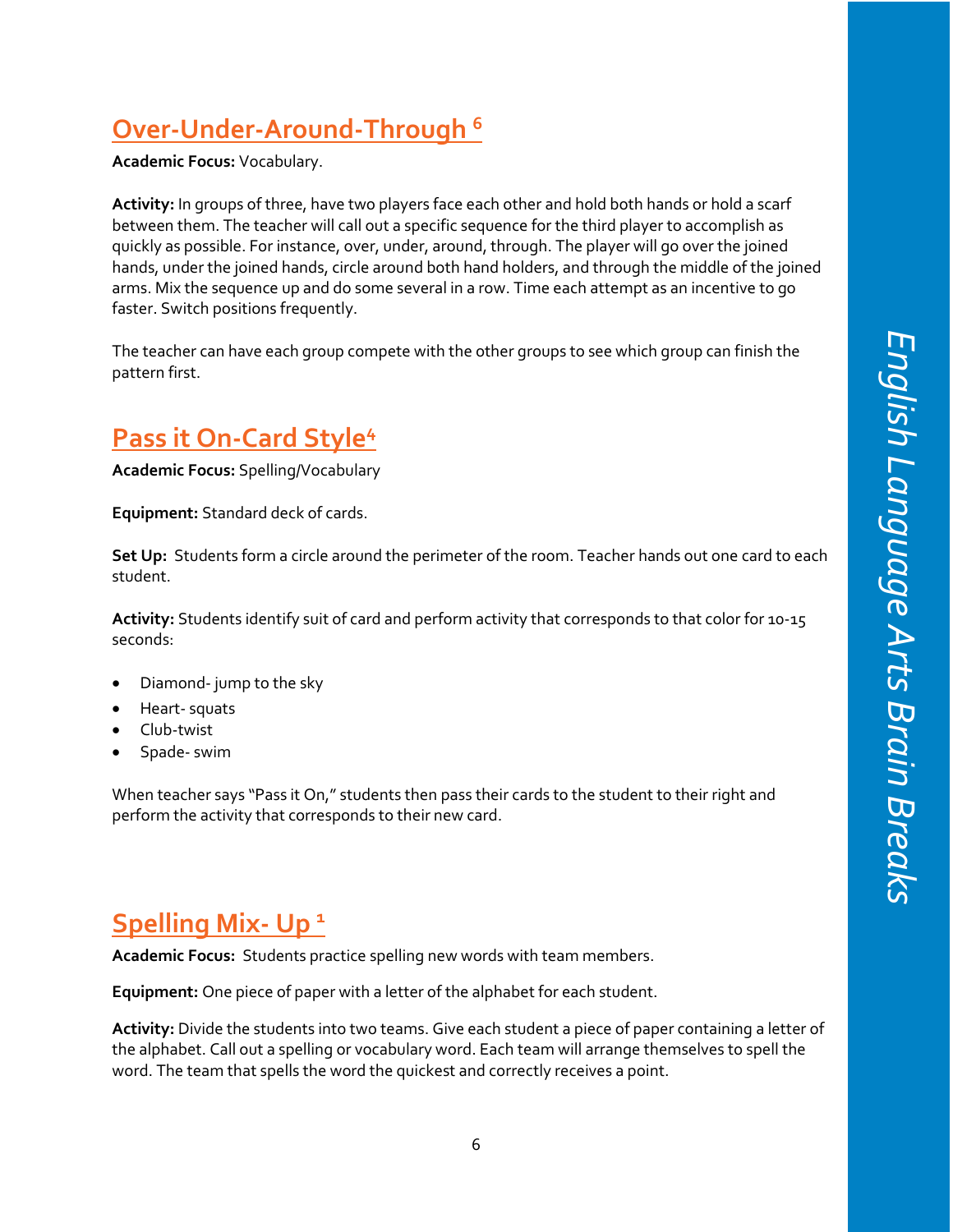## Over-Under-Around-Through [6]

**Academic Focus:** Vocabulary.

**Activity:** In groups of three, have two players face each other and hold both hands or hold a scarf between them. The teacher will call out a specific sequence for the third player to accomplish as quickly as possible. For instance, over, under, around, through. The player will go over the joined hands, under the joined hands, circle around both hand holders, and through the middle of the joined arms. Mix the sequence up and do some several in a row. Time each attempt as an incentive to go faster. Switch positions frequently.

The teacher can have each group compete with the other groups to see which group can finish the pattern first.

## Pass it On-Card Style[4]

**Academic Focus:** Spelling/Vocabulary

**Equipment:** Standard deck of cards.

**Set Up:** Students form a circle around the perimeter of the room. Teacher hands out one card to each student.

**Activity:** Students identify suit of card and perform activity that corresponds to that color for 10-15 seconds:

- Diamond- jump to the sky
- Heart- squats
- Club-twist
- Spade- swim

When teacher says "Pass it On," students then pass their cards to the student to their right and perform the activity that corresponds to their new card.

## Spelling Mix- Up [1]

**Academic Focus:** Students practice spelling new words with team members.

**Equipment:** One piece of paper with a letter of the alphabet for each student.

**Activity:** Divide the students into two teams. Give each student a piece of paper containing a letter of the alphabet. Call out a spelling or vocabulary word. Each team will arrange themselves to spell the word. The team that spells the word the quickest and correctly receives a point.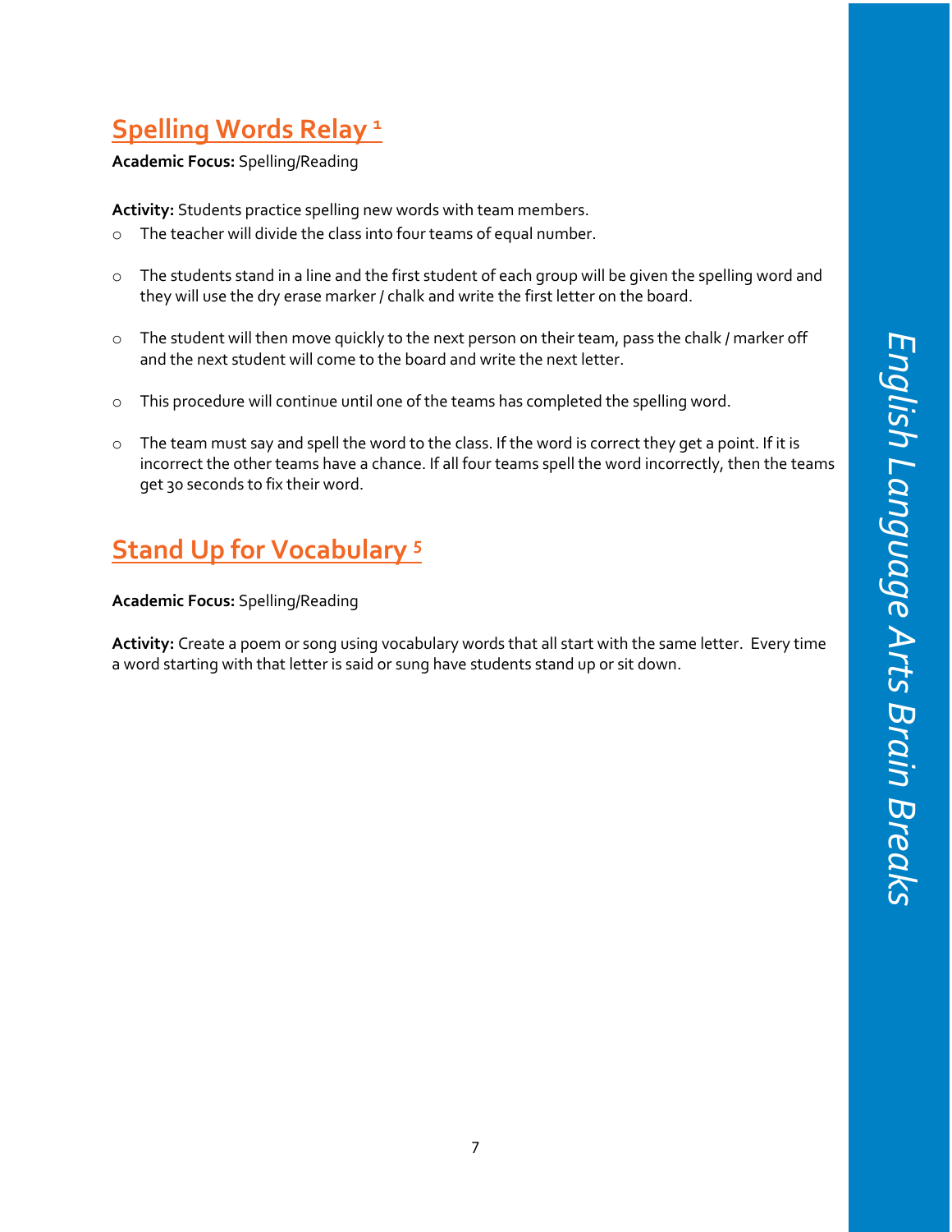## Spelling Words Relay [1]

**Academic Focus:** Spelling/Reading

**Activity:** Students practice spelling new words with team members.

- The teacher will divide the class into four teams of equal number.
- The students stand in a line and the first student of each group will be given the spelling word and they will use the dry erase marker / chalk and write the first letter on the board.
- The student will then move quickly to the next person on their team, pass the chalk / marker off and the next student will come to the board and write the next letter.
- This procedure will continue until one of the teams has completed the spelling word.
- The team must say and spell the word to the class. If the word is correct they get a point. If it is incorrect the other teams have a chance. If all four teams spell the word incorrectly, then the teams get 30 seconds to fix their word.

## Stand Up for Vocabulary [5]

**Academic Focus:** Spelling/Reading

**Activity:** Create a poem or song using vocabulary words that all start with the same letter. Every time a word starting with that letter is said or sung have students stand up or sit down.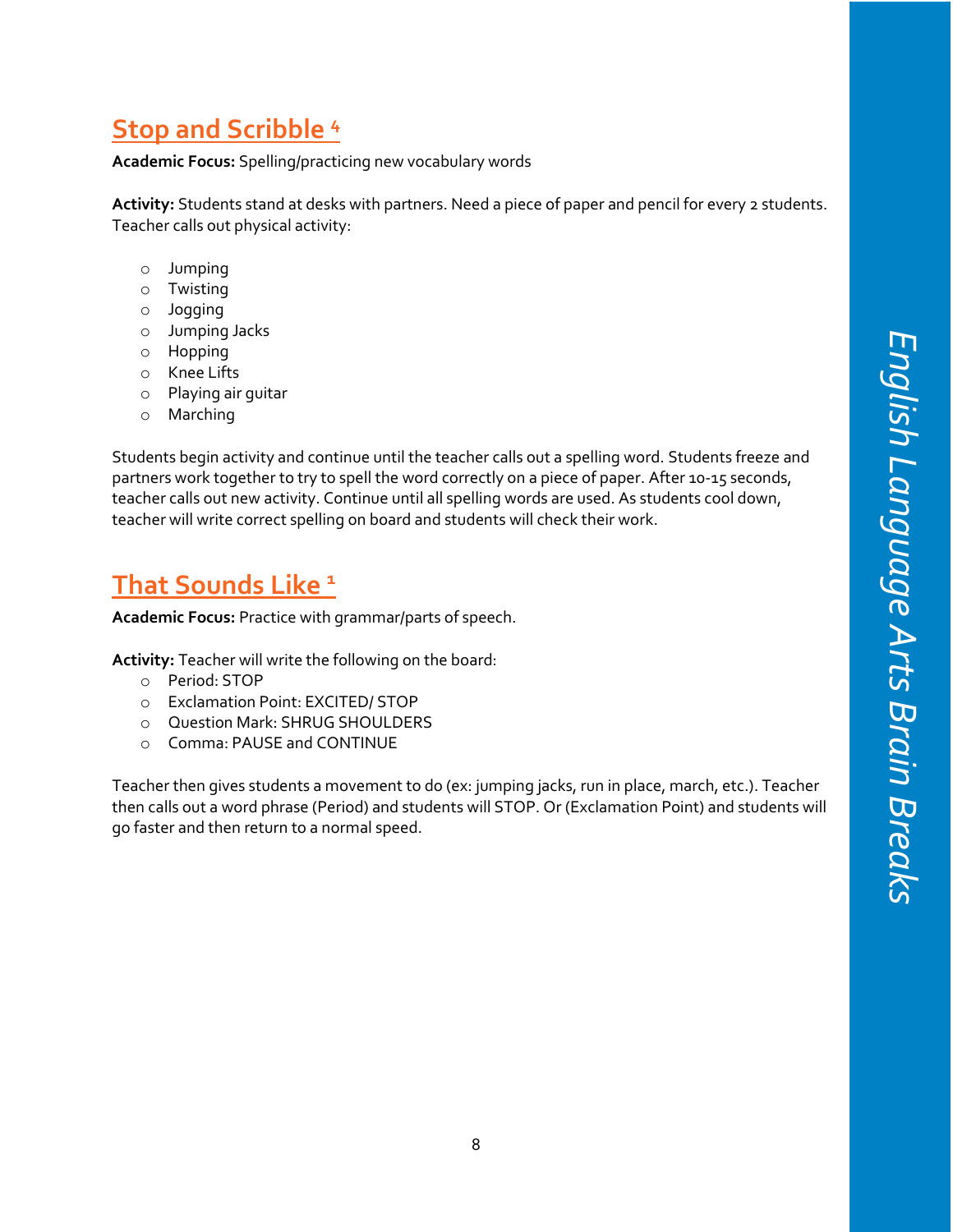## Stop and Scribble [4]

**Academic Focus:** Spelling/practicing new vocabulary words

**Activity:** Students stand at desks with partners. Need a piece of paper and pencil for every 2 students. Teacher calls out physical activity:

- Jumping
- Twisting
- Jogging
- Jumping Jacks
- Hopping
- Knee Lifts
- Playing air guitar
- Marching

Students begin activity and continue until the teacher calls out a spelling word. Students freeze and partners work together to try to spell the word correctly on a piece of paper. After 10-15 seconds, teacher calls out new activity. Continue until all spelling words are used. As students cool down, teacher will write correct spelling on board and students will check their work.

## That Sounds Like [1]

**Academic Focus:** Practice with grammar/parts of speech.

**Activity:** Teacher will write the following on the board:

- Period: STOP
- Exclamation Point: EXCITED/ STOP
- Question Mark: SHRUG SHOULDERS
- Comma: PAUSE and CONTINUE

Teacher then gives students a movement to do (ex: jumping jacks, run in place, march, etc.). Teacher then calls out a word phrase (Period) and students will STOP. Or (Exclamation Point) and students will go faster and then return to a normal speed.

*English Language Arts Brain Breaks*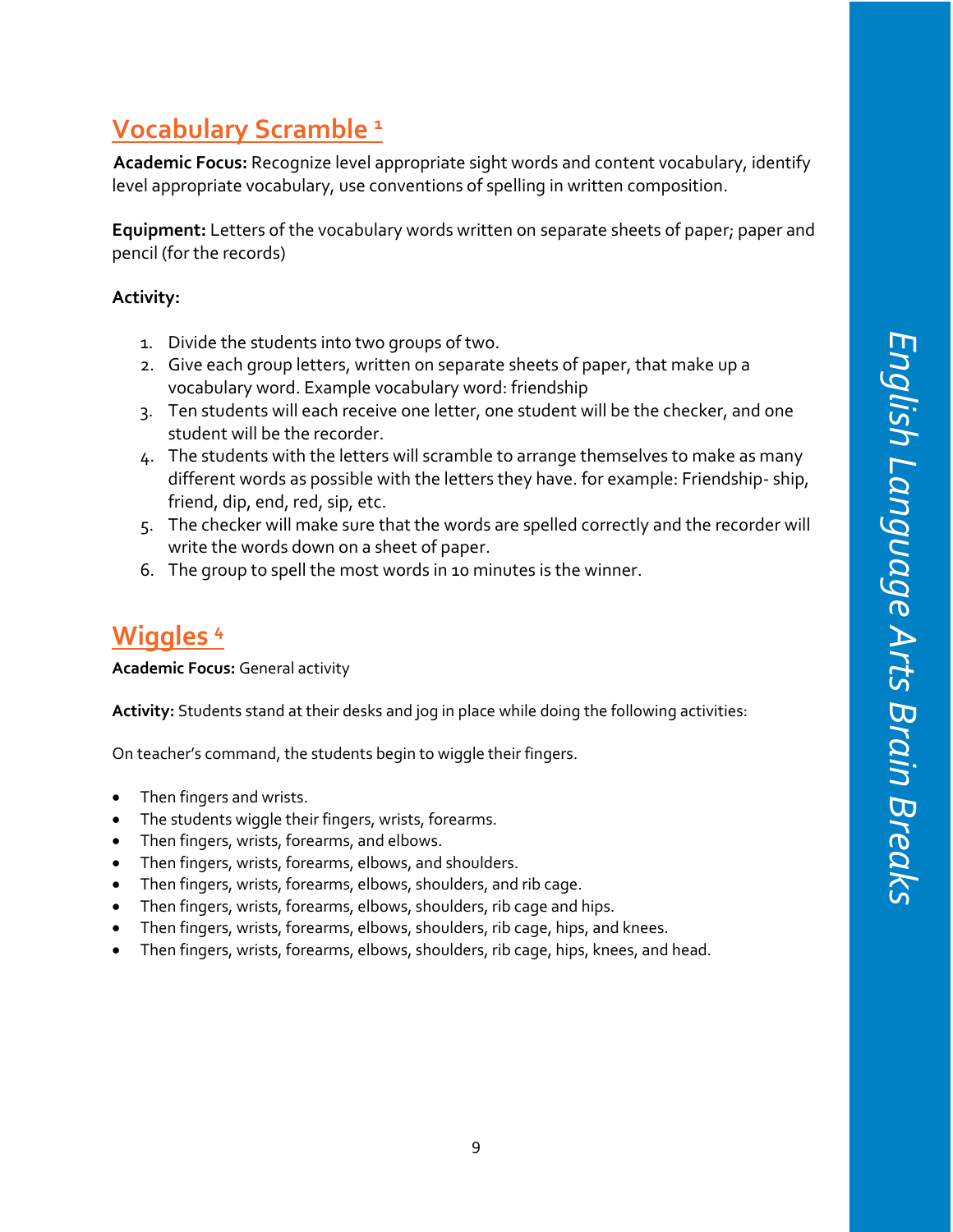## Vocabulary Scramble [1]

**Academic Focus:** Recognize level appropriate sight words and content vocabulary, identify level appropriate vocabulary, use conventions of spelling in written composition.

**Equipment:** Letters of the vocabulary words written on separate sheets of paper; paper and pencil (for the records)

**Activity:**

1. Divide the students into two groups of two.
2. Give each group letters, written on separate sheets of paper, that make up a vocabulary word. Example vocabulary word: friendship
3. Ten students will each receive one letter, one student will be the checker, and one student will be the recorder.
4. The students with the letters will scramble to arrange themselves to make as many different words as possible with the letters they have. for example: Friendship- ship, friend, dip, end, red, sip, etc.
5. The checker will make sure that the words are spelled correctly and the recorder will write the words down on a sheet of paper.
6. The group to spell the most words in 10 minutes is the winner.

## Wiggles [4]

**Academic Focus:** General activity

**Activity:** Students stand at their desks and jog in place while doing the following activities:

On teacher's command, the students begin to wiggle their fingers.

- Then fingers and wrists.
- The students wiggle their fingers, wrists, forearms.
- Then fingers, wrists, forearms, and elbows.
- Then fingers, wrists, forearms, elbows, and shoulders.
- Then fingers, wrists, forearms, elbows, shoulders, and rib cage.
- Then fingers, wrists, forearms, elbows, shoulders, rib cage and hips.
- Then fingers, wrists, forearms, elbows, shoulders, rib cage, hips, and knees.
- Then fingers, wrists, forearms, elbows, shoulders, rib cage, hips, knees, and head.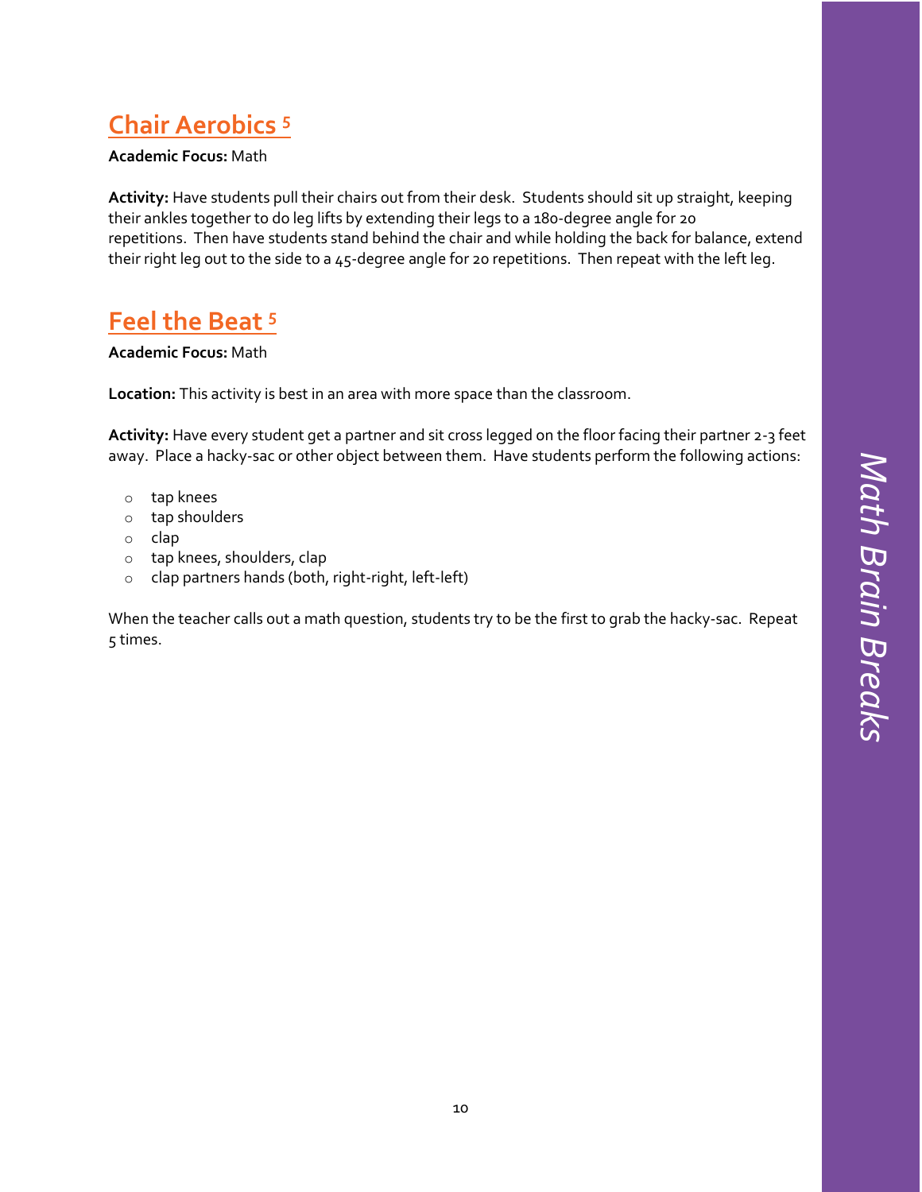## Chair Aerobics [5]

**Academic Focus:** Math

**Activity:** Have students pull their chairs out from their desk. Students should sit up straight, keeping their ankles together to do leg lifts by extending their legs to a 180-degree angle for 20 repetitions. Then have students stand behind the chair and while holding the back for balance, extend their right leg out to the side to a 45-degree angle for 20 repetitions. Then repeat with the left leg.

## Feel the Beat [5]

**Academic Focus:** Math

**Location:** This activity is best in an area with more space than the classroom.

**Activity:** Have every student get a partner and sit cross legged on the floor facing their partner 2-3 feet away. Place a hacky-sac or other object between them. Have students perform the following actions:

- tap knees
- tap shoulders
- clap
- tap knees, shoulders, clap
- clap partners hands (both, right-right, left-left)

When the teacher calls out a math question, students try to be the first to grab the hacky-sac. Repeat 5 times.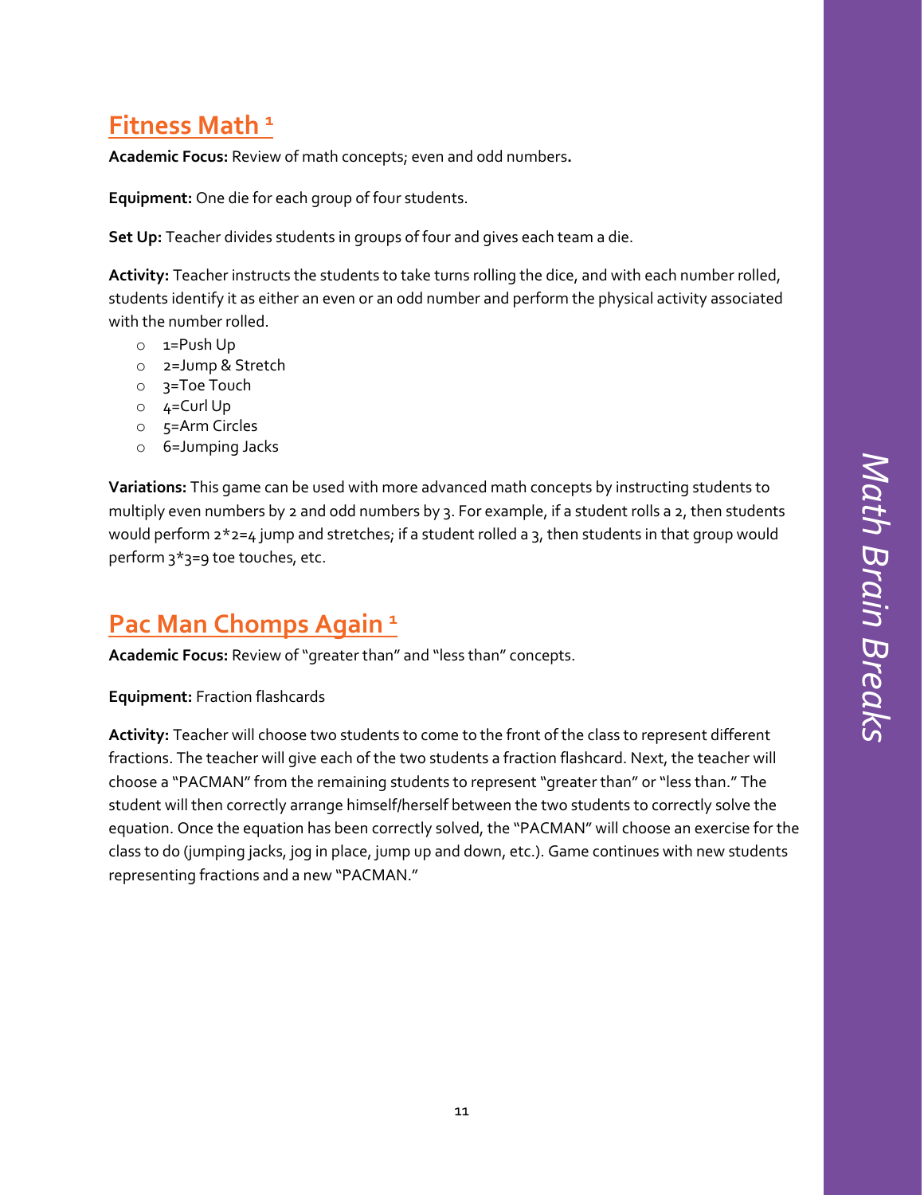## Fitness Math [1]

**Academic Focus:** Review of math concepts; even and odd numbers**.**

**Equipment:** One die for each group of four students.

**Set Up:** Teacher divides students in groups of four and gives each team a die.

**Activity:** Teacher instructs the students to take turns rolling the dice, and with each number rolled, students identify it as either an even or an odd number and perform the physical activity associated with the number rolled.

- 1=Push Up
- 2=Jump & Stretch
- 3=Toe Touch
- 4=Curl Up
- 5=Arm Circles
- 6=Jumping Jacks

**Variations:** This game can be used with more advanced math concepts by instructing students to multiply even numbers by 2 and odd numbers by 3. For example, if a student rolls a 2, then students would perform 2*2=4 jump and stretches; if a student rolled a 3, then students in that group would perform 3*3=9 toe touches, etc.

## Pac Man Chomps Again [1]

**Academic Focus:** Review of "greater than" and "less than" concepts.

**Equipment:** Fraction flashcards

**Activity:** Teacher will choose two students to come to the front of the class to represent different fractions. The teacher will give each of the two students a fraction flashcard. Next, the teacher will choose a "PACMAN" from the remaining students to represent "greater than" or "less than." The student will then correctly arrange himself/herself between the two students to correctly solve the equation. Once the equation has been correctly solved, the "PACMAN" will choose an exercise for the class to do (jumping jacks, jog in place, jump up and down, etc.). Game continues with new students representing fractions and a new "PACMAN."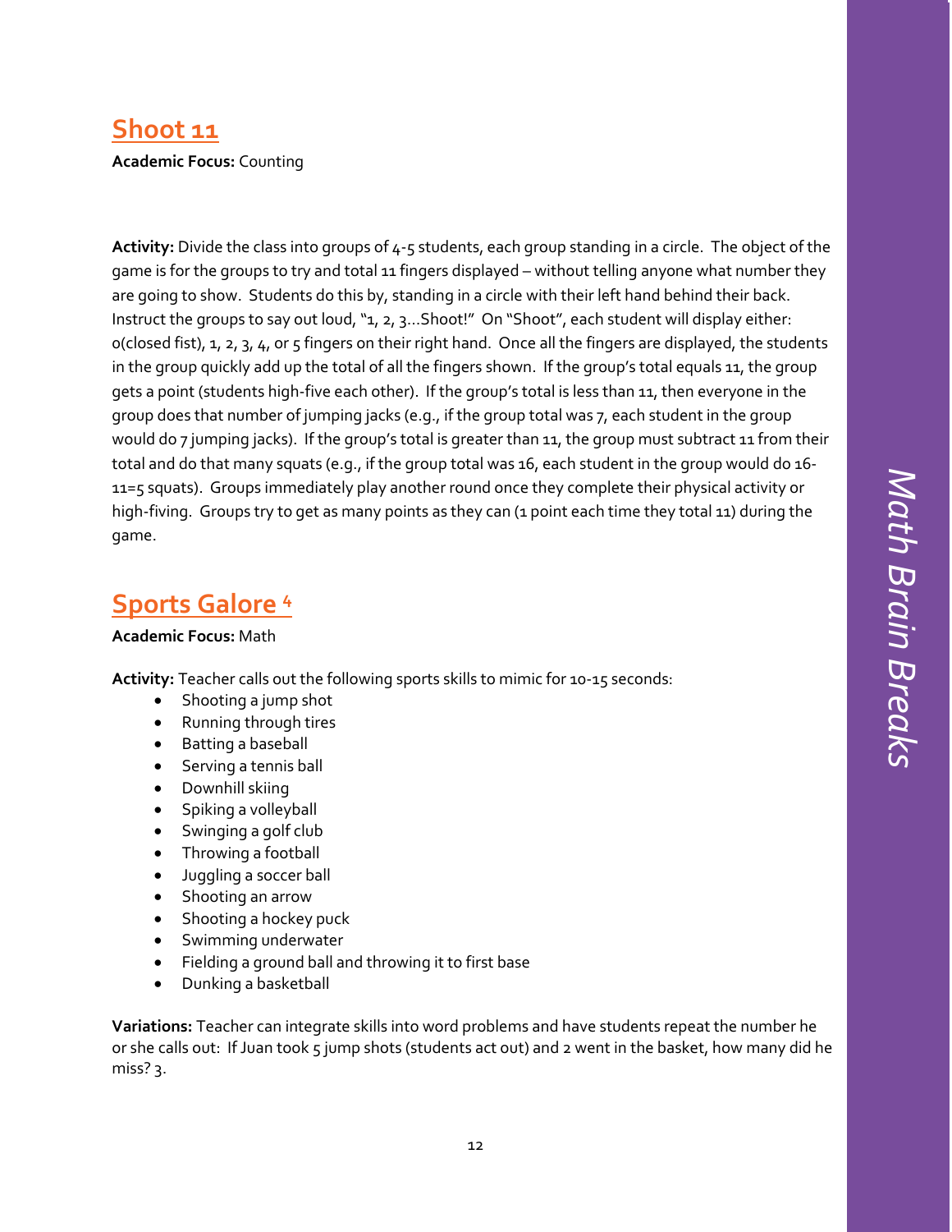## Shoot 11

**Academic Focus:** Counting

**Activity:** Divide the class into groups of 4-5 students, each group standing in a circle. The object of the game is for the groups to try and total 11 fingers displayed – without telling anyone what number they are going to show. Students do this by, standing in a circle with their left hand behind their back. Instruct the groups to say out loud, "1, 2, 3…Shoot!" On "Shoot", each student will display either: 0(closed fist), 1, 2, 3, 4, or 5 fingers on their right hand. Once all the fingers are displayed, the students in the group quickly add up the total of all the fingers shown. If the group's total equals 11, the group gets a point (students high-five each other). If the group's total is less than 11, then everyone in the group does that number of jumping jacks (e.g., if the group total was 7, each student in the group would do 7 jumping jacks). If the group's total is greater than 11, the group must subtract 11 from their total and do that many squats (e.g., if the group total was 16, each student in the group would do 16-11=5 squats). Groups immediately play another round once they complete their physical activity or high-fiving. Groups try to get as many points as they can (1 point each time they total 11) during the game.

## Sports Galore [4]

**Academic Focus:** Math

**Activity:** Teacher calls out the following sports skills to mimic for 10-15 seconds:

- Shooting a jump shot
- Running through tires
- Batting a baseball
- Serving a tennis ball
- Downhill skiing
- Spiking a volleyball
- Swinging a golf club
- Throwing a football
- Juggling a soccer ball
- Shooting an arrow
- Shooting a hockey puck
- Swimming underwater
- Fielding a ground ball and throwing it to first base
- Dunking a basketball

**Variations:** Teacher can integrate skills into word problems and have students repeat the number he or she calls out: If Juan took 5 jump shots (students act out) and 2 went in the basket, how many did he miss? 3.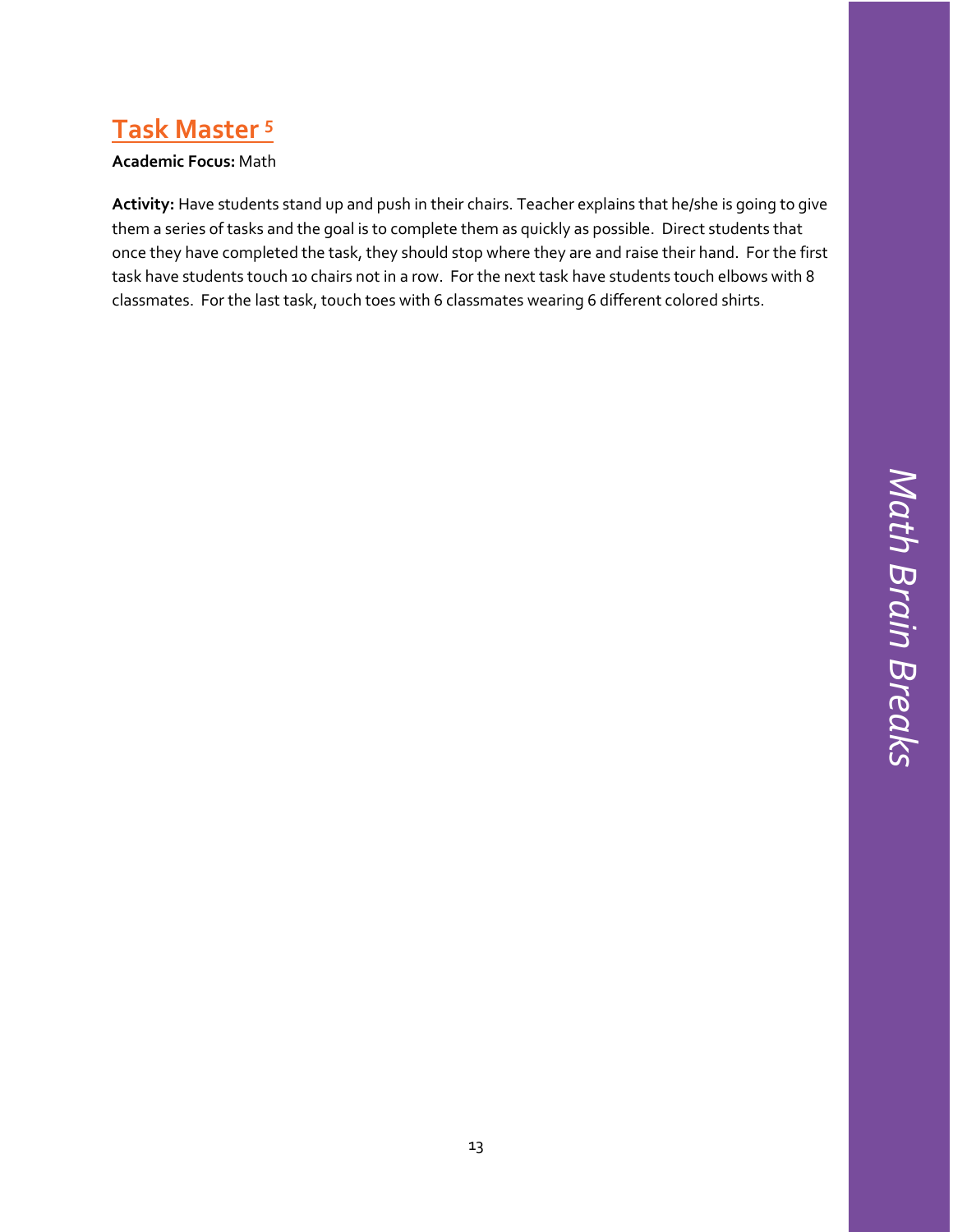## Task Master [5]

**Academic Focus:** Math

**Activity:** Have students stand up and push in their chairs. Teacher explains that he/she is going to give them a series of tasks and the goal is to complete them as quickly as possible. Direct students that once they have completed the task, they should stop where they are and raise their hand. For the first task have students touch 10 chairs not in a row. For the next task have students touch elbows with 8 classmates. For the last task, touch toes with 6 classmates wearing 6 different colored shirts.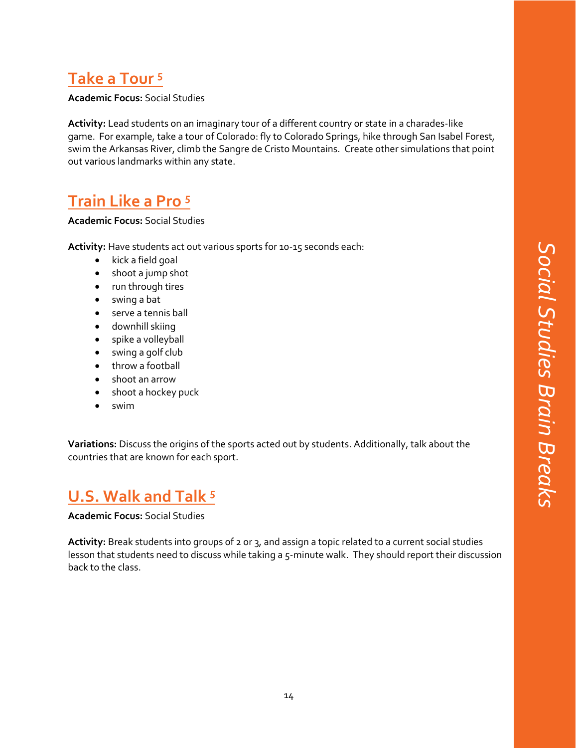## Take a Tour [5]

**Academic Focus:** Social Studies

**Activity:** Lead students on an imaginary tour of a different country or state in a charades-like game. For example, take a tour of Colorado: fly to Colorado Springs, hike through San Isabel Forest, swim the Arkansas River, climb the Sangre de Cristo Mountains. Create other simulations that point out various landmarks within any state.

## Train Like a Pro [5]

**Academic Focus:** Social Studies

**Activity:** Have students act out various sports for 10-15 seconds each:

- kick a field goal
- shoot a jump shot
- run through tires
- swing a bat
- serve a tennis ball
- downhill skiing
- spike a volleyball
- swing a golf club
- throw a football
- shoot an arrow
- shoot a hockey puck
- swim

**Variations:** Discuss the origins of the sports acted out by students. Additionally, talk about the countries that are known for each sport.

## U.S. Walk and Talk [5]

**Academic Focus:** Social Studies

**Activity:** Break students into groups of 2 or 3, and assign a topic related to a current social studies lesson that students need to discuss while taking a 5-minute walk. They should report their discussion back to the class.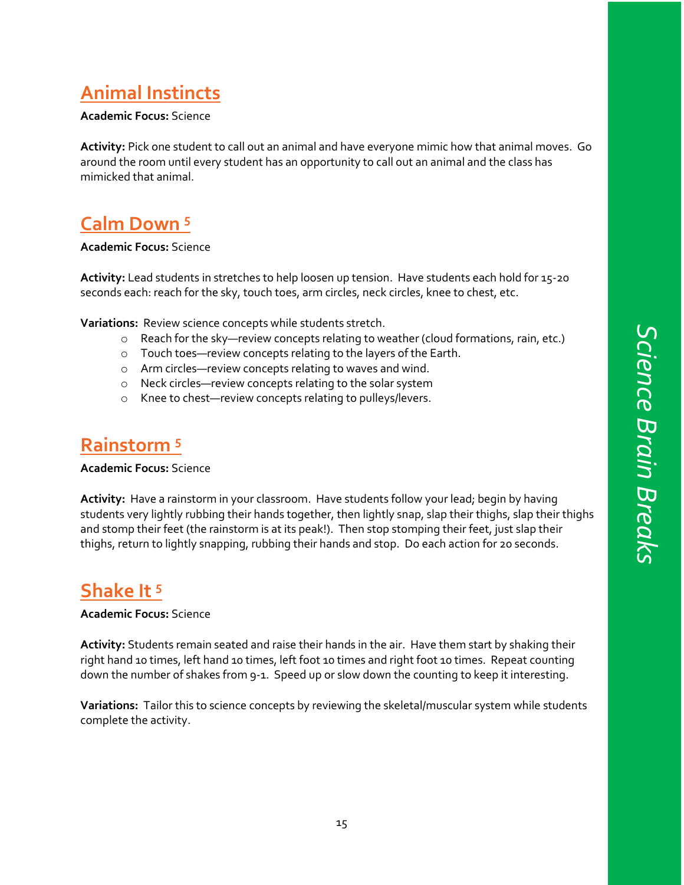## Animal Instincts

**Academic Focus:** Science

**Activity:** Pick one student to call out an animal and have everyone mimic how that animal moves. Go around the room until every student has an opportunity to call out an animal and the class has mimicked that animal.

## Calm Down [5]

**Academic Focus:** Science

**Activity:** Lead students in stretches to help loosen up tension. Have students each hold for 15-20 seconds each: reach for the sky, touch toes, arm circles, neck circles, knee to chest, etc.

**Variations:** Review science concepts while students stretch.

- Reach for the sky—review concepts relating to weather (cloud formations, rain, etc.)
- Touch toes—review concepts relating to the layers of the Earth.
- Arm circles—review concepts relating to waves and wind.
- Neck circles—review concepts relating to the solar system
- Knee to chest—review concepts relating to pulleys/levers.

## Rainstorm [5]

**Academic Focus:** Science

**Activity:** Have a rainstorm in your classroom. Have students follow your lead; begin by having students very lightly rubbing their hands together, then lightly snap, slap their thighs, slap their thighs and stomp their feet (the rainstorm is at its peak!). Then stop stomping their feet, just slap their thighs, return to lightly snapping, rubbing their hands and stop. Do each action for 20 seconds.

## Shake It [5]

**Academic Focus:** Science

**Activity:** Students remain seated and raise their hands in the air. Have them start by shaking their right hand 10 times, left hand 10 times, left foot 10 times and right foot 10 times. Repeat counting down the number of shakes from 9-1. Speed up or slow down the counting to keep it interesting.

**Variations:** Tailor this to science concepts by reviewing the skeletal/muscular system while students complete the activity.

*Science Brain Breaks*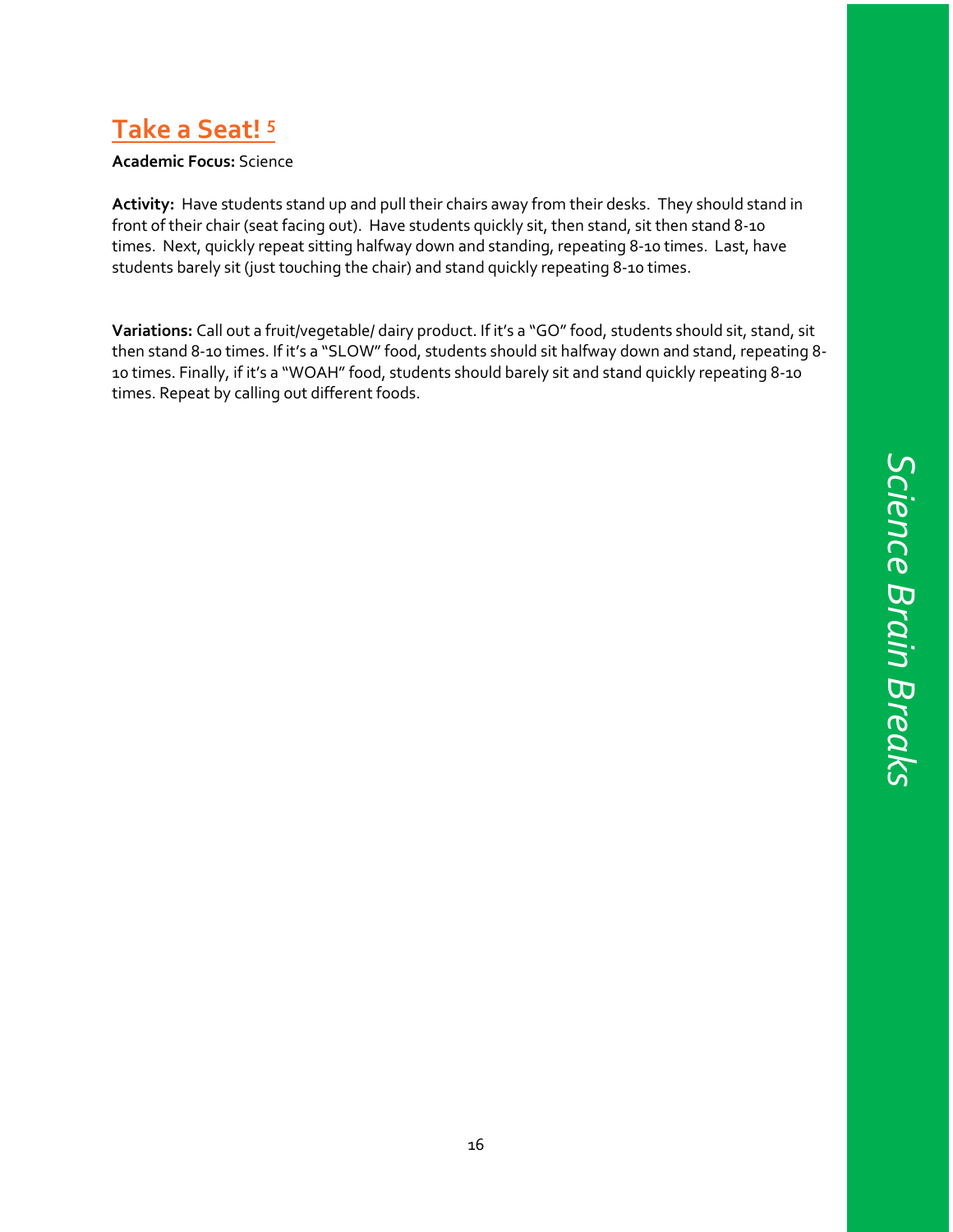## Take a Seat! [5]

**Academic Focus:** Science

**Activity:** Have students stand up and pull their chairs away from their desks. They should stand in front of their chair (seat facing out). Have students quickly sit, then stand, sit then stand 8-10 times. Next, quickly repeat sitting halfway down and standing, repeating 8-10 times. Last, have students barely sit (just touching the chair) and stand quickly repeating 8-10 times.

**Variations:** Call out a fruit/vegetable/ dairy product. If it's a "GO" food, students should sit, stand, sit then stand 8-10 times. If it's a "SLOW" food, students should sit halfway down and stand, repeating 8-10 times. Finally, if it's a "WOAH" food, students should barely sit and stand quickly repeating 8-10 times. Repeat by calling out different foods.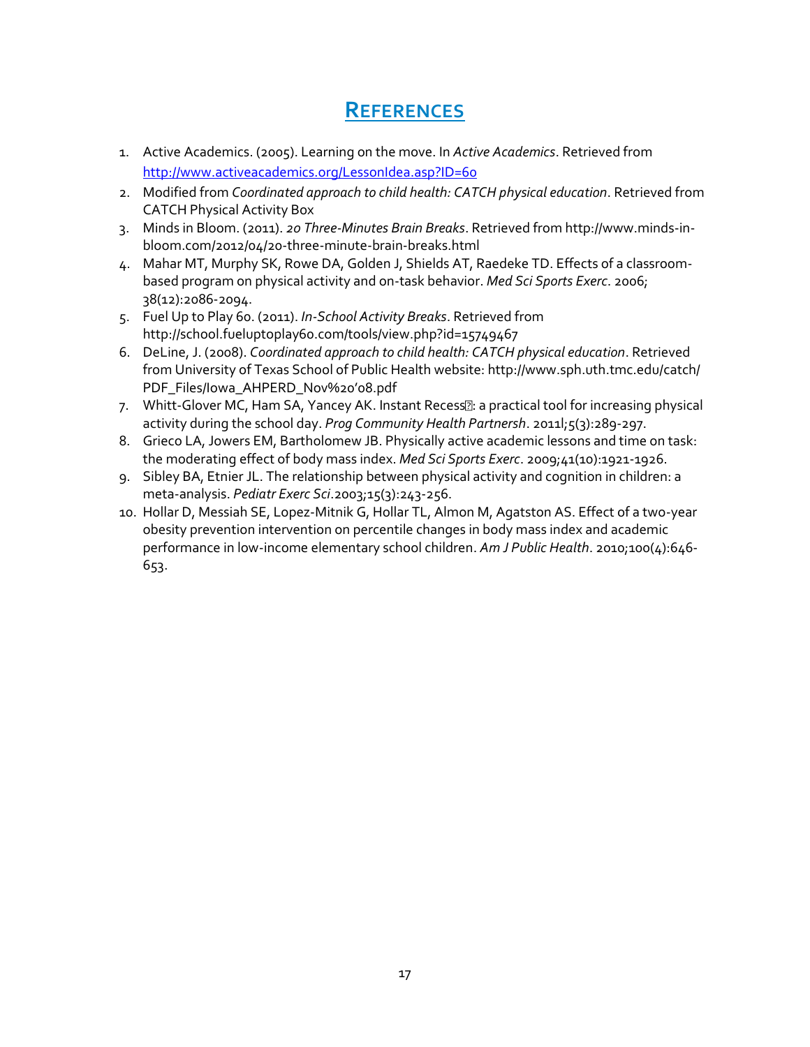# REFERENCES

1. Active Academics. (2005). Learning on the move. In *Active Academics*. Retrieved from http://www.activeacademics.org/LessonIdea.asp?ID=60
2. Modified from *Coordinated approach to child health: CATCH physical education*. Retrieved from CATCH Physical Activity Box
3. Minds in Bloom. (2011). *20 Three-Minutes Brain Breaks*. Retrieved from http://www.minds-in-bloom.com/2012/04/20-three-minute-brain-breaks.html
4. Mahar MT, Murphy SK, Rowe DA, Golden J, Shields AT, Raedeke TD. Effects of a classroom-based program on physical activity and on-task behavior. *Med Sci Sports Exerc*. 2006; 38(12):2086-2094.
5. Fuel Up to Play 60. (2011). *In-School Activity Breaks*. Retrieved from http://school.fueluptoplay60.com/tools/view.php?id=15749467
6. DeLine, J. (2008). *Coordinated approach to child health: CATCH physical education*. Retrieved from University of Texas School of Public Health website: http://www.sph.uth.tmc.edu/catch/PDF_Files/Iowa_AHPERD_Nov%20'08.pdf
7. Whitt-Glover MC, Ham SA, Yancey AK. Instant Recess: a practical tool for increasing physical activity during the school day. *Prog Community Health Partnersh*. 2011l;5(3):289-297.
8. Grieco LA, Jowers EM, Bartholomew JB. Physically active academic lessons and time on task: the moderating effect of body mass index. *Med Sci Sports Exerc*. 2009;41(10):1921-1926.
9. Sibley BA, Etnier JL. The relationship between physical activity and cognition in children: a meta-analysis. *Pediatr Exerc Sci*.2003;15(3):243-256.
10. Hollar D, Messiah SE, Lopez-Mitnik G, Hollar TL, Almon M, Agatston AS. Effect of a two-year obesity prevention intervention on percentile changes in body mass index and academic performance in low-income elementary school children. *Am J Public Health*. 2010;100(4):646-653.